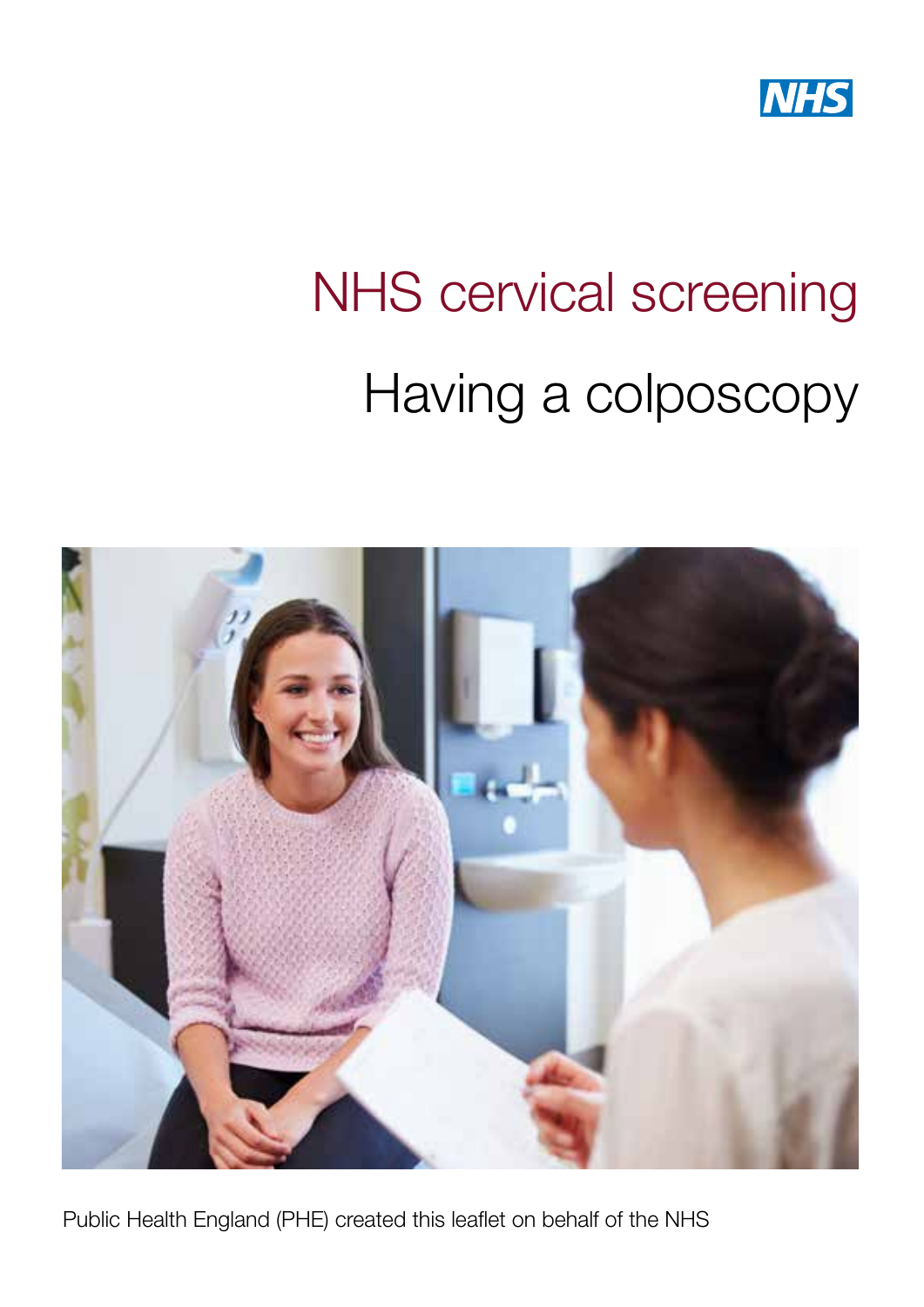NHS

# NHS cervical screening

## Having a colposcopy

Public Health England (PHE) created this leaflet on behalf of the NHS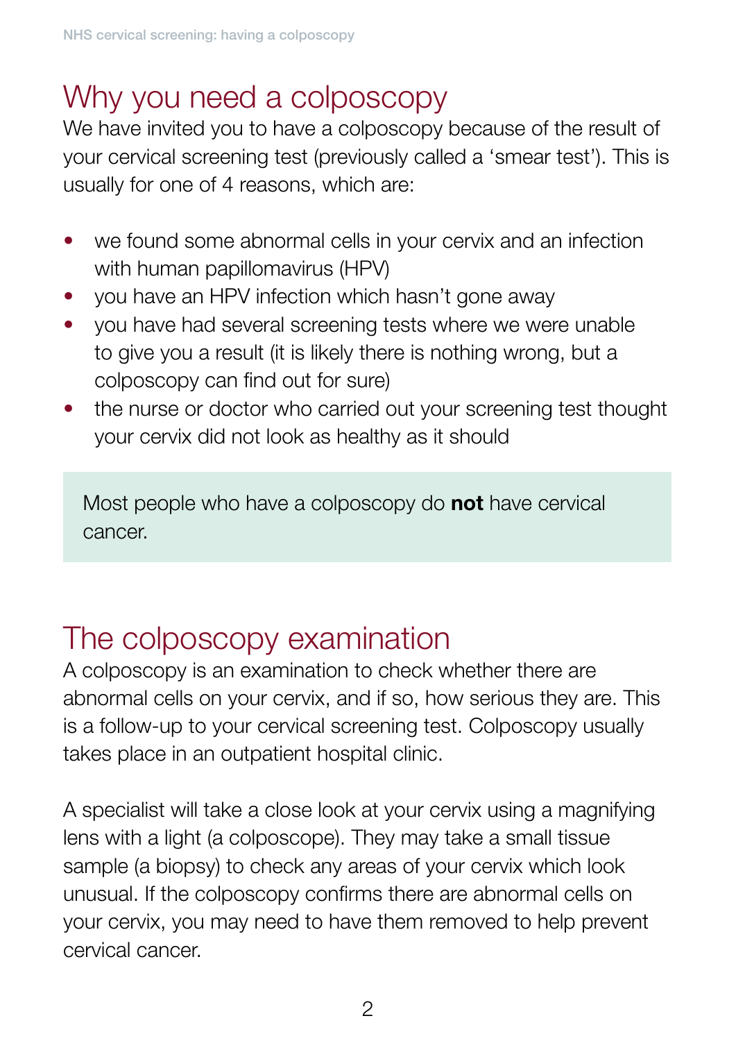## Why you need a colposcopy

We have invited you to have a colposcopy because of the result of your cervical screening test (previously called a 'smear test'). This is usually for one of 4 reasons, which are:

- we found some abnormal cells in your cervix and an infection with human papillomavirus (HPV)
- you have an HPV infection which hasn't gone away
- you have had several screening tests where we were unable to give you a result (it is likely there is nothing wrong, but a colposcopy can find out for sure)
- the nurse or doctor who carried out your screening test thought your cervix did not look as healthy as it should

Most people who have a colposcopy do **not** have cervical cancer.

## The colposcopy examination

A colposcopy is an examination to check whether there are abnormal cells on your cervix, and if so, how serious they are. This is a follow-up to your cervical screening test. Colposcopy usually takes place in an outpatient hospital clinic.

A specialist will take a close look at your cervix using a magnifying lens with a light (a colposcope). They may take a small tissue sample (a biopsy) to check any areas of your cervix which look unusual. If the colposcopy confirms there are abnormal cells on your cervix, you may need to have them removed to help prevent cervical cancer.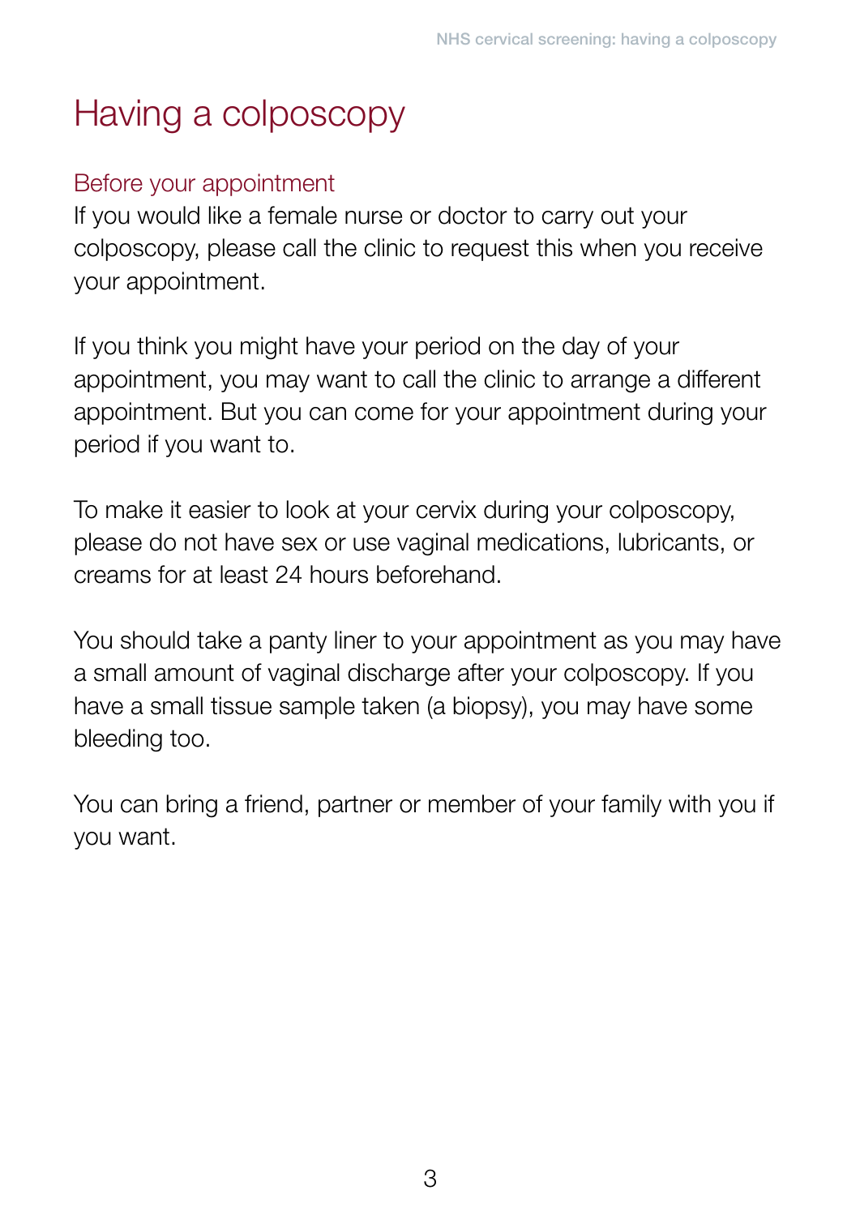# Having a colposcopy

## Before your appointment

If you would like a female nurse or doctor to carry out your colposcopy, please call the clinic to request this when you receive your appointment.

If you think you might have your period on the day of your appointment, you may want to call the clinic to arrange a different appointment. But you can come for your appointment during your period if you want to.

To make it easier to look at your cervix during your colposcopy, please do not have sex or use vaginal medications, lubricants, or creams for at least 24 hours beforehand.

You should take a panty liner to your appointment as you may have a small amount of vaginal discharge after your colposcopy. If you have a small tissue sample taken (a biopsy), you may have some bleeding too.

You can bring a friend, partner or member of your family with you if you want.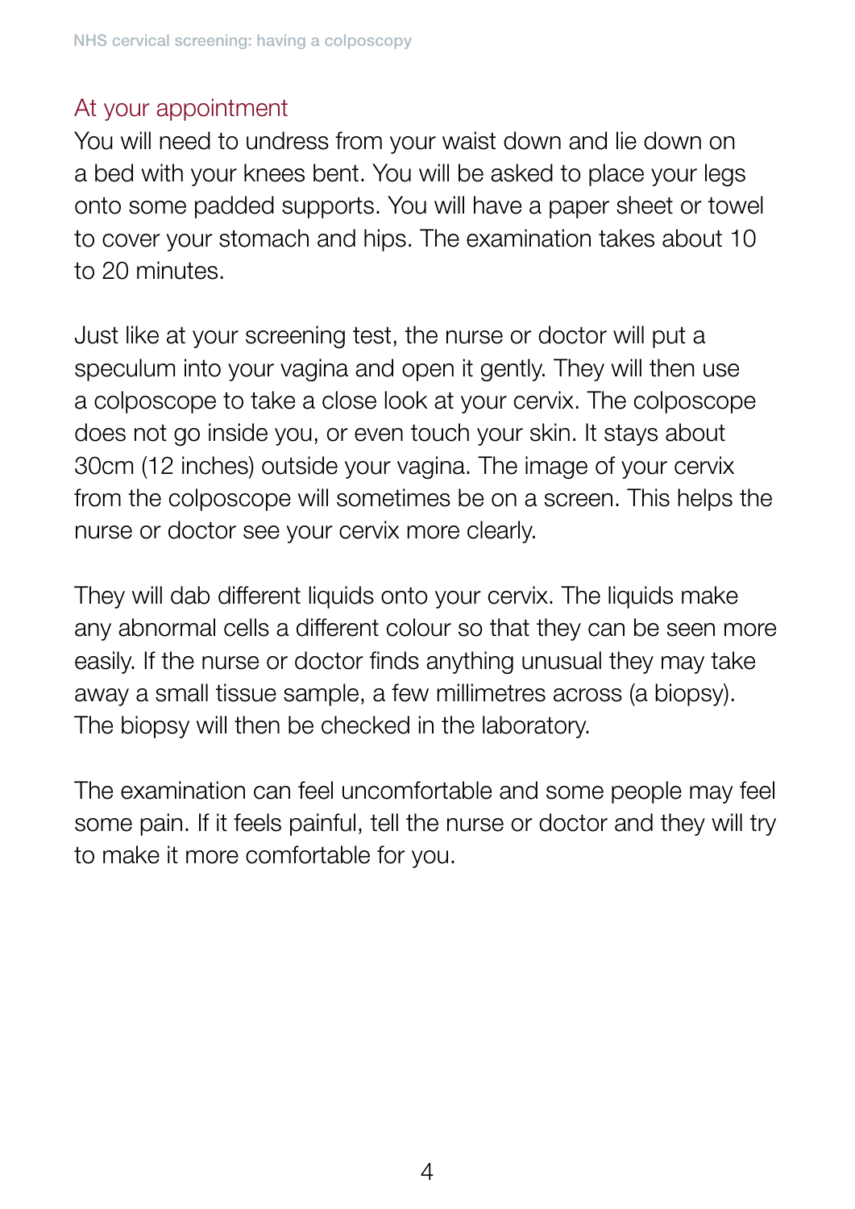## At your appointment

You will need to undress from your waist down and lie down on a bed with your knees bent. You will be asked to place your legs onto some padded supports. You will have a paper sheet or towel to cover your stomach and hips. The examination takes about 10 to 20 minutes.

Just like at your screening test, the nurse or doctor will put a speculum into your vagina and open it gently. They will then use a colposcope to take a close look at your cervix. The colposcope does not go inside you, or even touch your skin. It stays about 30cm (12 inches) outside your vagina. The image of your cervix from the colposcope will sometimes be on a screen. This helps the nurse or doctor see your cervix more clearly.

They will dab different liquids onto your cervix. The liquids make any abnormal cells a different colour so that they can be seen more easily. If the nurse or doctor finds anything unusual they may take away a small tissue sample, a few millimetres across (a biopsy). The biopsy will then be checked in the laboratory.

The examination can feel uncomfortable and some people may feel some pain. If it feels painful, tell the nurse or doctor and they will try to make it more comfortable for you.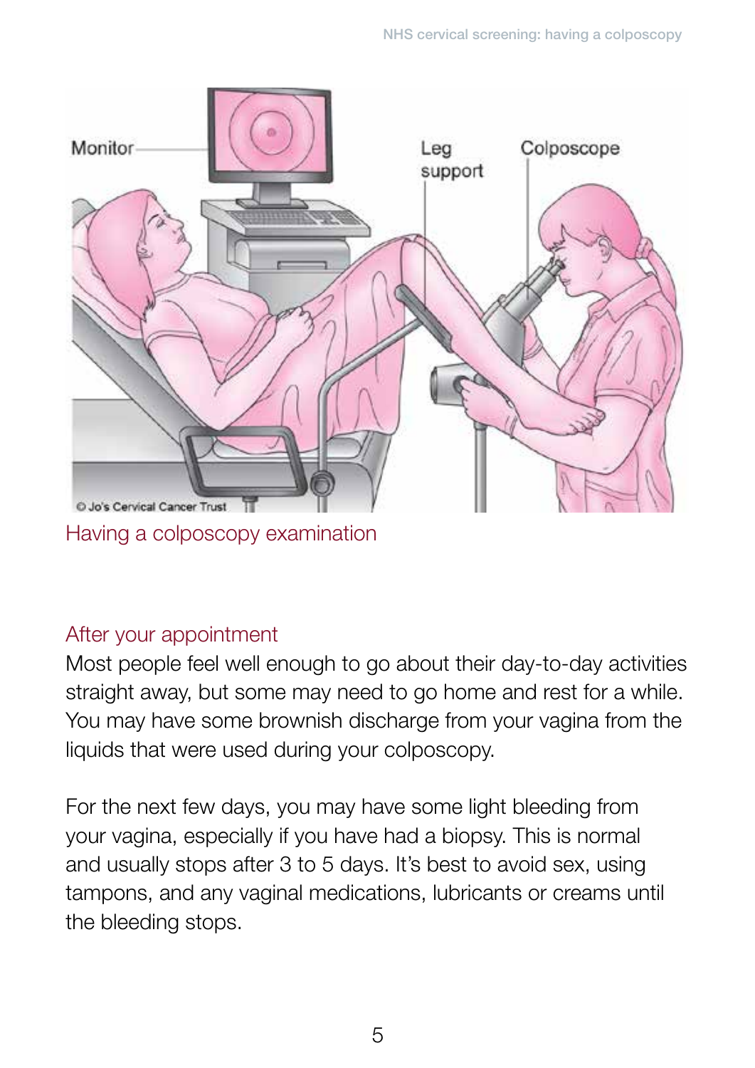Having a colposcopy examination

## After your appointment

Most people feel well enough to go about their day-to-day activities straight away, but some may need to go home and rest for a while. You may have some brownish discharge from your vagina from the liquids that were used during your colposcopy.

For the next few days, you may have some light bleeding from your vagina, especially if you have had a biopsy. This is normal and usually stops after 3 to 5 days. It's best to avoid sex, using tampons, and any vaginal medications, lubricants or creams until the bleeding stops.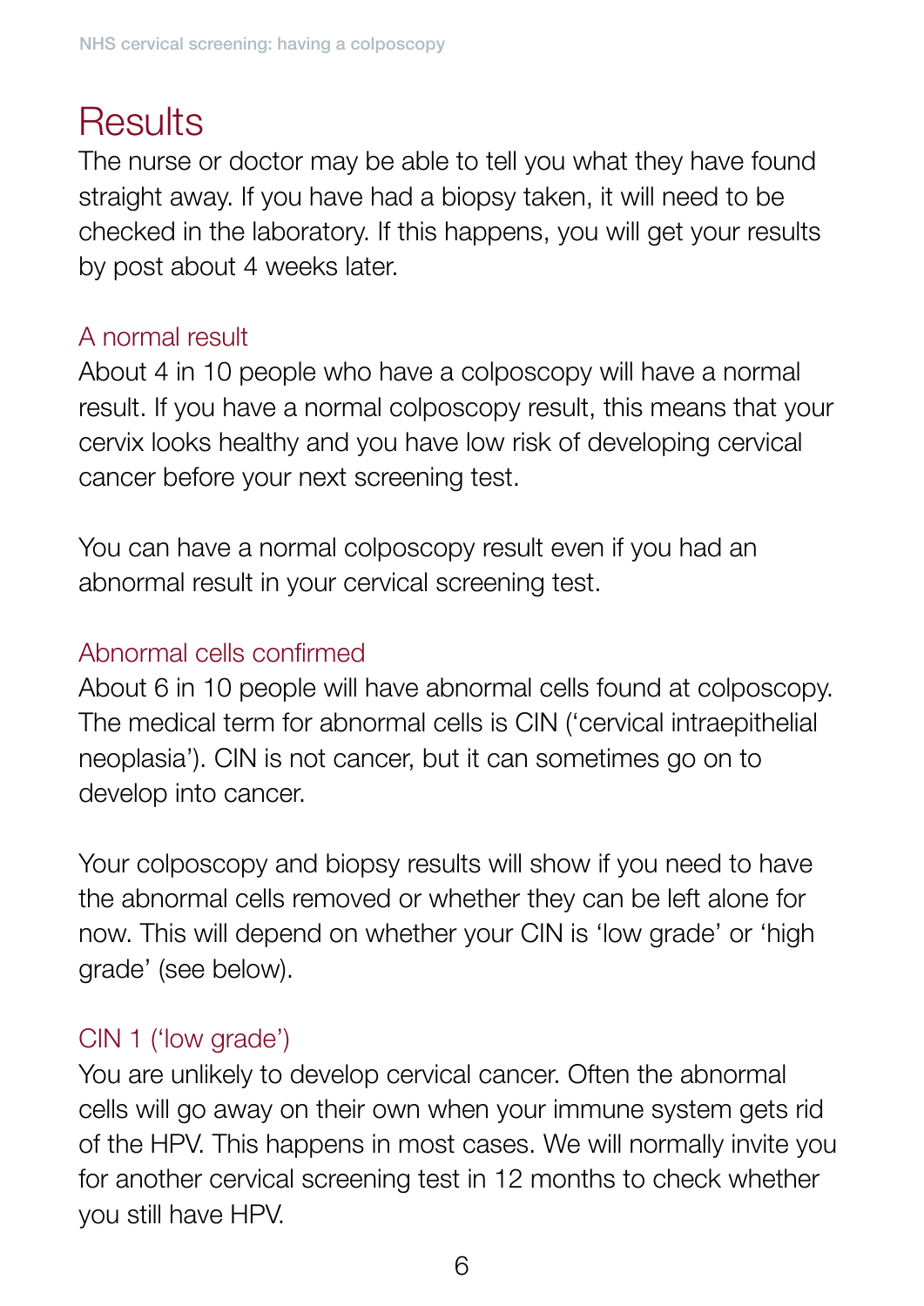# Results

The nurse or doctor may be able to tell you what they have found straight away. If you have had a biopsy taken, it will need to be checked in the laboratory. If this happens, you will get your results by post about 4 weeks later.

## A normal result

About 4 in 10 people who have a colposcopy will have a normal result. If you have a normal colposcopy result, this means that your cervix looks healthy and you have low risk of developing cervical cancer before your next screening test.

You can have a normal colposcopy result even if you had an abnormal result in your cervical screening test.

## Abnormal cells confirmed

About 6 in 10 people will have abnormal cells found at colposcopy. The medical term for abnormal cells is CIN ('cervical intraepithelial neoplasia'). CIN is not cancer, but it can sometimes go on to develop into cancer.

Your colposcopy and biopsy results will show if you need to have the abnormal cells removed or whether they can be left alone for now. This will depend on whether your CIN is 'low grade' or 'high grade' (see below).

## CIN 1 ('low grade')

You are unlikely to develop cervical cancer. Often the abnormal cells will go away on their own when your immune system gets rid of the HPV. This happens in most cases. We will normally invite you for another cervical screening test in 12 months to check whether you still have HPV.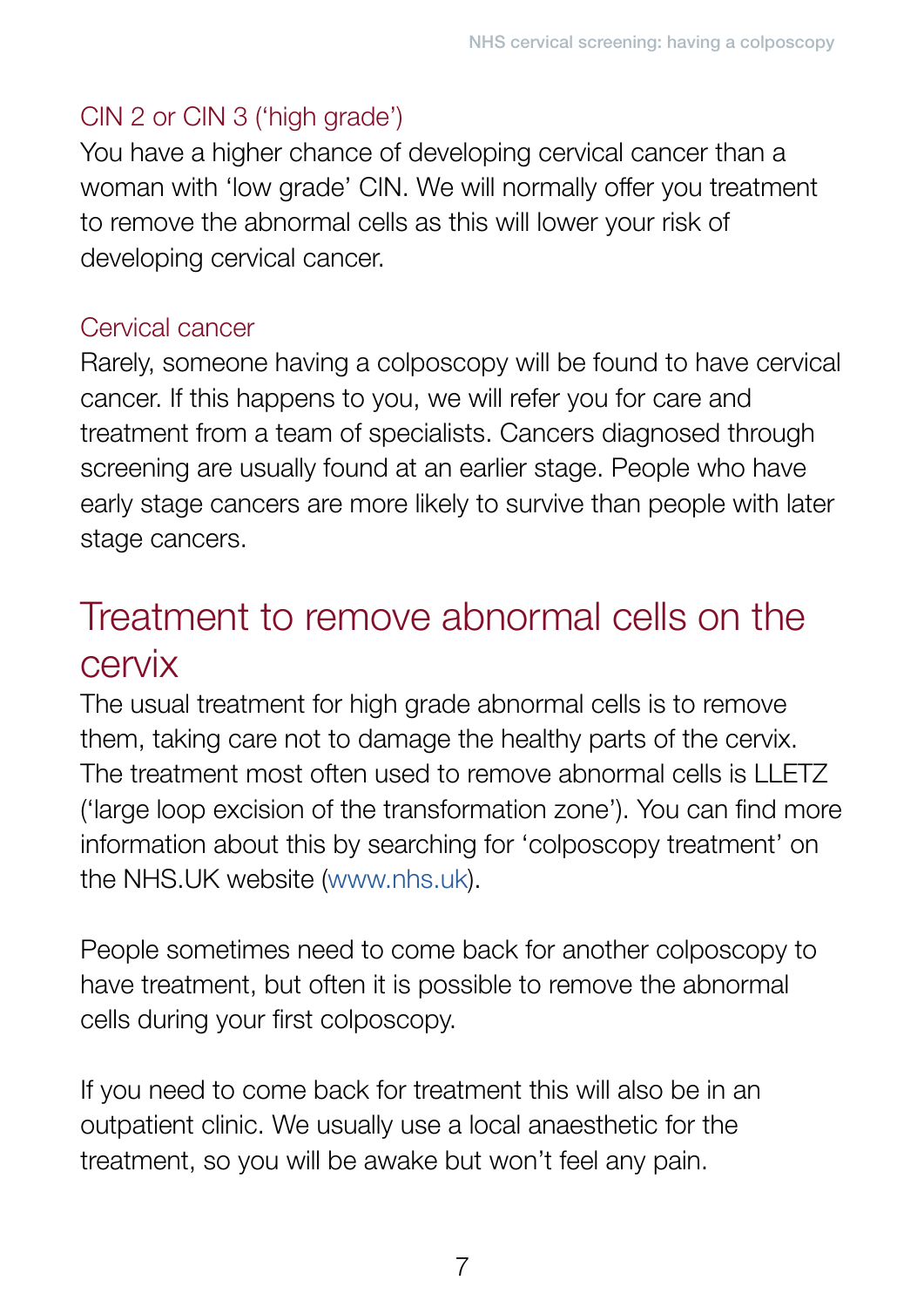### CIN 2 or CIN 3 ('high grade')

You have a higher chance of developing cervical cancer than a woman with 'low grade' CIN. We will normally offer you treatment to remove the abnormal cells as this will lower your risk of developing cervical cancer.

### Cervical cancer

Rarely, someone having a colposcopy will be found to have cervical cancer. If this happens to you, we will refer you for care and treatment from a team of specialists. Cancers diagnosed through screening are usually found at an earlier stage. People who have early stage cancers are more likely to survive than people with later stage cancers.

## Treatment to remove abnormal cells on the cervix

The usual treatment for high grade abnormal cells is to remove them, taking care not to damage the healthy parts of the cervix. The treatment most often used to remove abnormal cells is LLETZ ('large loop excision of the transformation zone'). You can find more information about this by searching for 'colposcopy treatment' on the NHS.UK website (www.nhs.uk).

People sometimes need to come back for another colposcopy to have treatment, but often it is possible to remove the abnormal cells during your first colposcopy.

If you need to come back for treatment this will also be in an outpatient clinic. We usually use a local anaesthetic for the treatment, so you will be awake but won't feel any pain.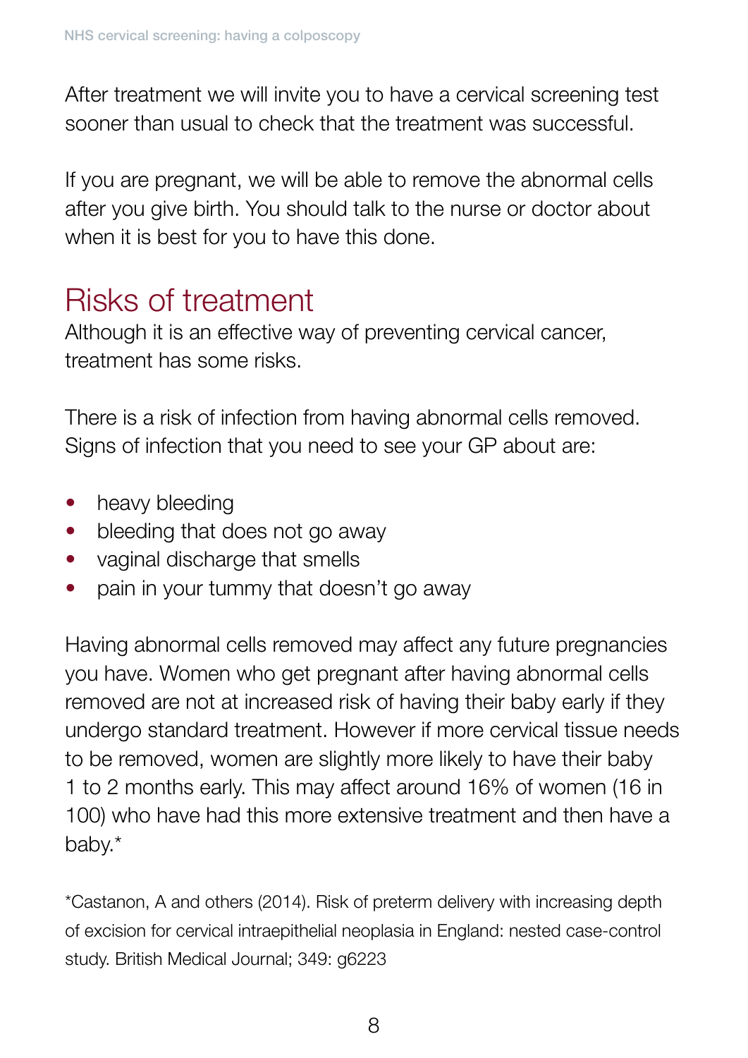After treatment we will invite you to have a cervical screening test sooner than usual to check that the treatment was successful.

If you are pregnant, we will be able to remove the abnormal cells after you give birth. You should talk to the nurse or doctor about when it is best for you to have this done.

## Risks of treatment

Although it is an effective way of preventing cervical cancer, treatment has some risks.

There is a risk of infection from having abnormal cells removed. Signs of infection that you need to see your GP about are:

- heavy bleeding
- bleeding that does not go away
- vaginal discharge that smells
- pain in your tummy that doesn't go away

Having abnormal cells removed may affect any future pregnancies you have. Women who get pregnant after having abnormal cells removed are not at increased risk of having their baby early if they undergo standard treatment. However if more cervical tissue needs to be removed, women are slightly more likely to have their baby 1 to 2 months early. This may affect around 16% of women (16 in 100) who have had this more extensive treatment and then have a baby.*

*Castanon, A and others (2014). Risk of preterm delivery with increasing depth of excision for cervical intraepithelial neoplasia in England: nested case-control study. British Medical Journal; 349: g6223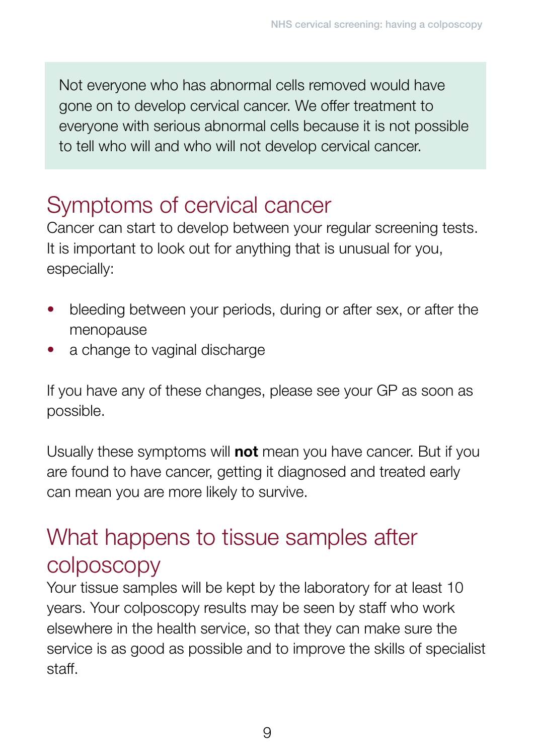Not everyone who has abnormal cells removed would have gone on to develop cervical cancer. We offer treatment to everyone with serious abnormal cells because it is not possible to tell who will and who will not develop cervical cancer.

## Symptoms of cervical cancer

Cancer can start to develop between your regular screening tests. It is important to look out for anything that is unusual for you, especially:

- bleeding between your periods, during or after sex, or after the menopause
- a change to vaginal discharge

If you have any of these changes, please see your GP as soon as possible.

Usually these symptoms will **not** mean you have cancer. But if you are found to have cancer, getting it diagnosed and treated early can mean you are more likely to survive.

## What happens to tissue samples after colposcopy

Your tissue samples will be kept by the laboratory for at least 10 years. Your colposcopy results may be seen by staff who work elsewhere in the health service, so that they can make sure the service is as good as possible and to improve the skills of specialist staff.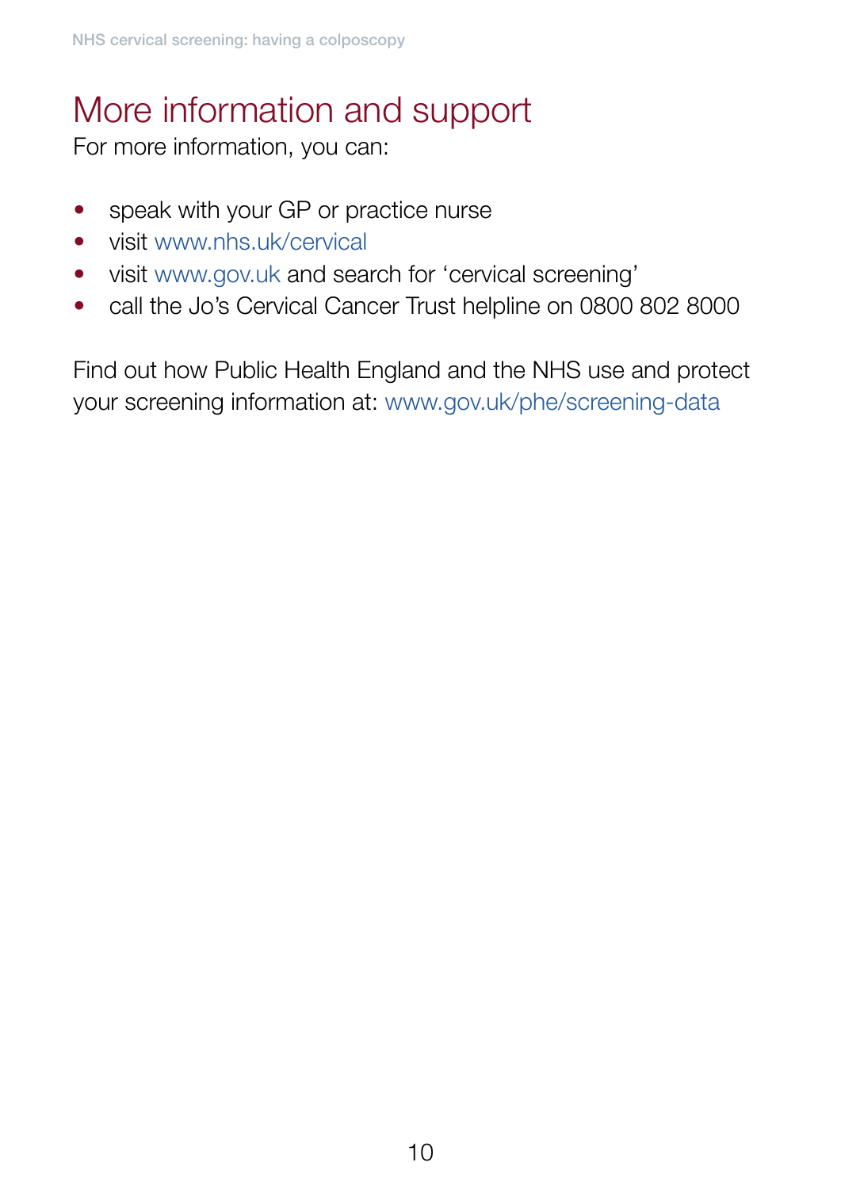# More information and support

For more information, you can:

- speak with your GP or practice nurse
- visit www.nhs.uk/cervical
- visit www.gov.uk and search for 'cervical screening'
- call the Jo's Cervical Cancer Trust helpline on 0800 802 8000

Find out how Public Health England and the NHS use and protect your screening information at: www.gov.uk/phe/screening-data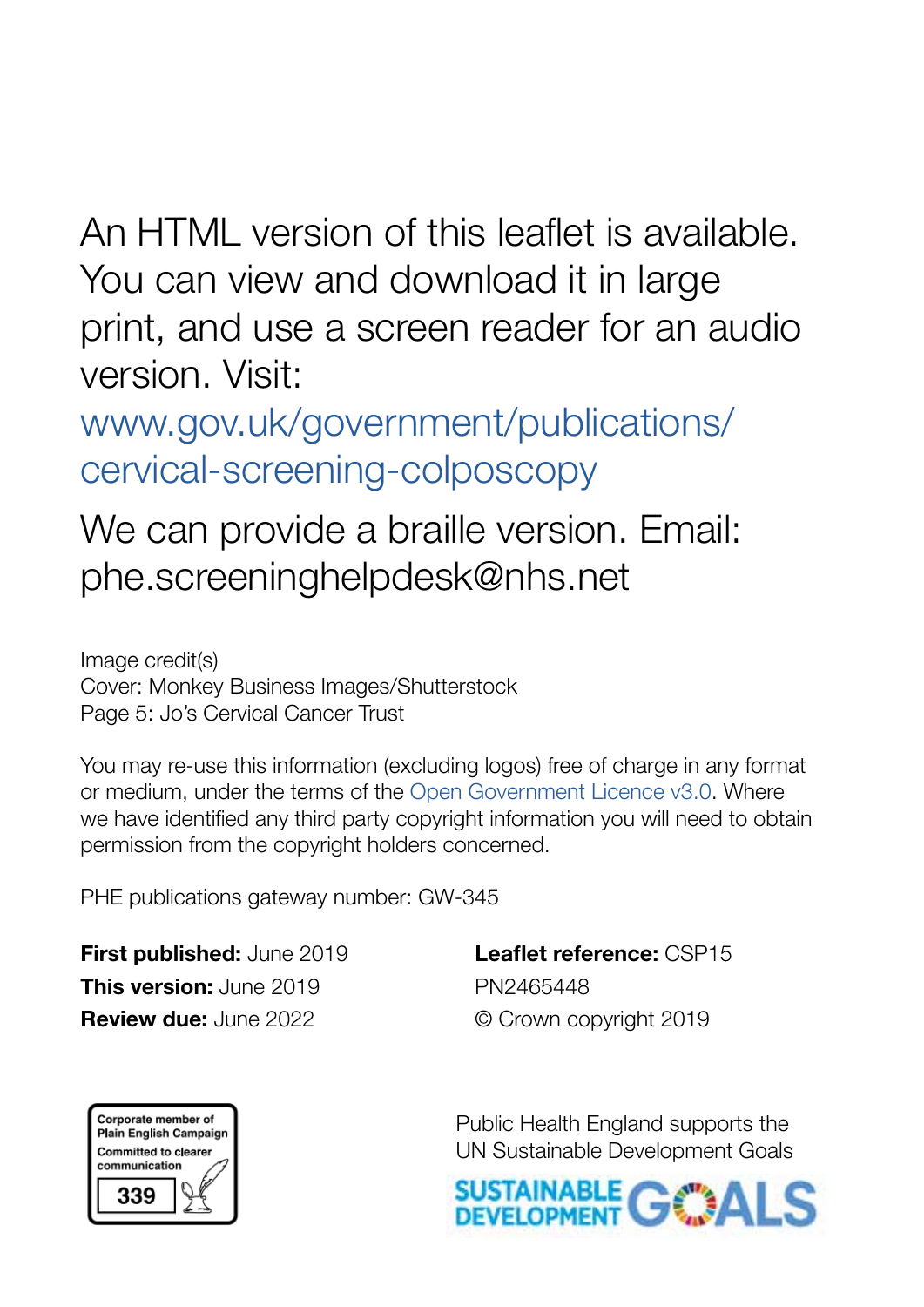An HTML version of this leaflet is available. You can view and download it in large print, and use a screen reader for an audio version. Visit:
www.gov.uk/government/publications/cervical-screening-colposcopy

We can provide a braille version. Email:
phe.screeninghelpdesk@nhs.net

Image credit(s)
Cover: Monkey Business Images/Shutterstock
Page 5: Jo's Cervical Cancer Trust

You may re-use this information (excluding logos) free of charge in any format or medium, under the terms of the Open Government Licence v3.0. Where we have identified any third party copyright information you will need to obtain permission from the copyright holders concerned.

PHE publications gateway number: GW-345

**First published:** June 2019
**This version:** June 2019
**Review due:** June 2022

**Leaflet reference:** CSP15
PN2465448
© Crown copyright 2019

Corporate member of Plain English Campaign
Committed to clearer communication
339

Public Health England supports the UN Sustainable Development Goals

SUSTAINABLE DEVELOPMENT GOALS